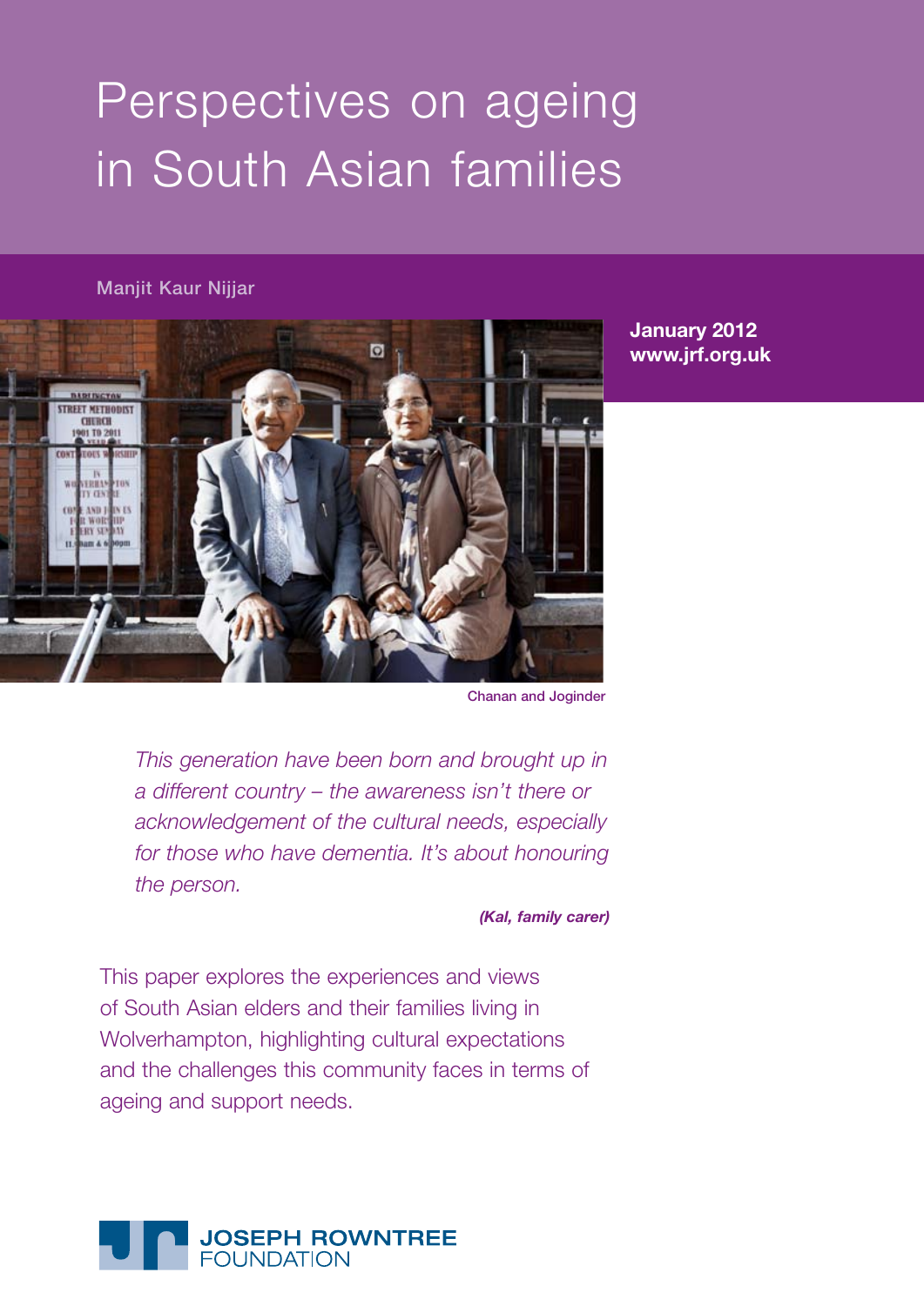# Perspectives on ageing in South Asian families

Manjit Kaur Nijjar

**January 2012**
**www.jrf.org.uk**

Chanan and Joginder

*This generation have been born and brought up in a different country – the awareness isn't there or acknowledgement of the cultural needs, especially for those who have dementia. It's about honouring the person.*

***(Kal, family carer)***

This paper explores the experiences and views of South Asian elders and their families living in Wolverhampton, highlighting cultural expectations and the challenges this community faces in terms of ageing and support needs.

**JOSEPH ROWNTREE FOUNDATION**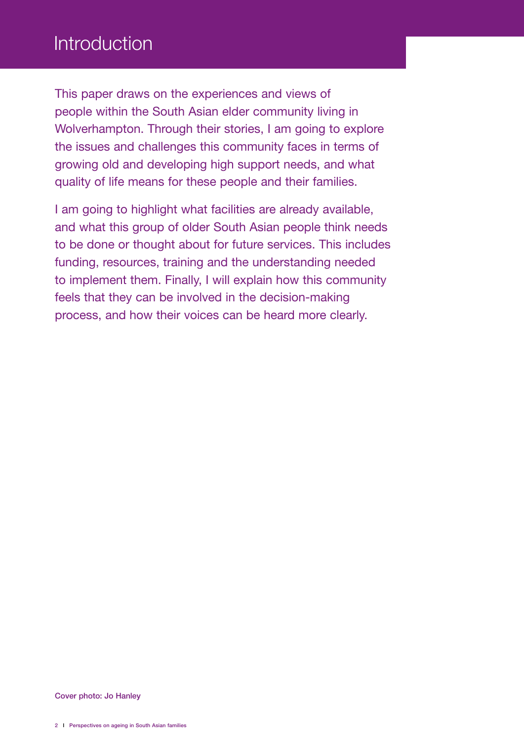# Introduction

This paper draws on the experiences and views of people within the South Asian elder community living in Wolverhampton. Through their stories, I am going to explore the issues and challenges this community faces in terms of growing old and developing high support needs, and what quality of life means for these people and their families.

I am going to highlight what facilities are already available, and what this group of older South Asian people think needs to be done or thought about for future services. This includes funding, resources, training and the understanding needed to implement them. Finally, I will explain how this community feels that they can be involved in the decision-making process, and how their voices can be heard more clearly.

**Cover photo: Jo Hanley**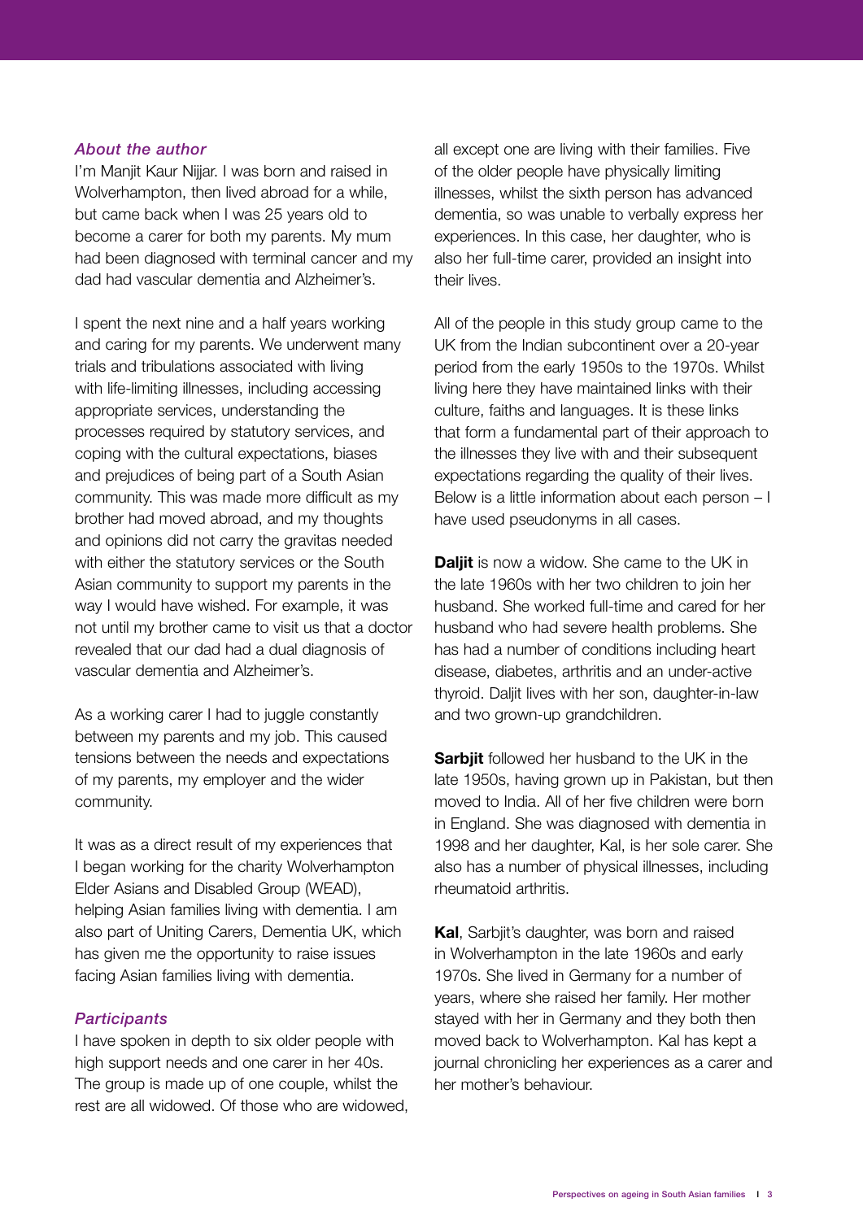### *About the author*

I'm Manjit Kaur Nijjar. I was born and raised in Wolverhampton, then lived abroad for a while, but came back when I was 25 years old to become a carer for both my parents. My mum had been diagnosed with terminal cancer and my dad had vascular dementia and Alzheimer's.

I spent the next nine and a half years working and caring for my parents. We underwent many trials and tribulations associated with living with life-limiting illnesses, including accessing appropriate services, understanding the processes required by statutory services, and coping with the cultural expectations, biases and prejudices of being part of a South Asian community. This was made more difficult as my brother had moved abroad, and my thoughts and opinions did not carry the gravitas needed with either the statutory services or the South Asian community to support my parents in the way I would have wished. For example, it was not until my brother came to visit us that a doctor revealed that our dad had a dual diagnosis of vascular dementia and Alzheimer's.

As a working carer I had to juggle constantly between my parents and my job. This caused tensions between the needs and expectations of my parents, my employer and the wider community.

It was as a direct result of my experiences that I began working for the charity Wolverhampton Elder Asians and Disabled Group (WEAD), helping Asian families living with dementia. I am also part of Uniting Carers, Dementia UK, which has given me the opportunity to raise issues facing Asian families living with dementia.

### *Participants*

I have spoken in depth to six older people with high support needs and one carer in her 40s. The group is made up of one couple, whilst the rest are all widowed. Of those who are widowed, all except one are living with their families. Five of the older people have physically limiting illnesses, whilst the sixth person has advanced dementia, so was unable to verbally express her experiences. In this case, her daughter, who is also her full-time carer, provided an insight into their lives.

All of the people in this study group came to the UK from the Indian subcontinent over a 20-year period from the early 1950s to the 1970s. Whilst living here they have maintained links with their culture, faiths and languages. It is these links that form a fundamental part of their approach to the illnesses they live with and their subsequent expectations regarding the quality of their lives. Below is a little information about each person – I have used pseudonyms in all cases.

**Daljit** is now a widow. She came to the UK in the late 1960s with her two children to join her husband. She worked full-time and cared for her husband who had severe health problems. She has had a number of conditions including heart disease, diabetes, arthritis and an under-active thyroid. Daljit lives with her son, daughter-in-law and two grown-up grandchildren.

**Sarbjit** followed her husband to the UK in the late 1950s, having grown up in Pakistan, but then moved to India. All of her five children were born in England. She was diagnosed with dementia in 1998 and her daughter, Kal, is her sole carer. She also has a number of physical illnesses, including rheumatoid arthritis.

**Kal**, Sarbjit's daughter, was born and raised in Wolverhampton in the late 1960s and early 1970s. She lived in Germany for a number of years, where she raised her family. Her mother stayed with her in Germany and they both then moved back to Wolverhampton. Kal has kept a journal chronicling her experiences as a carer and her mother's behaviour.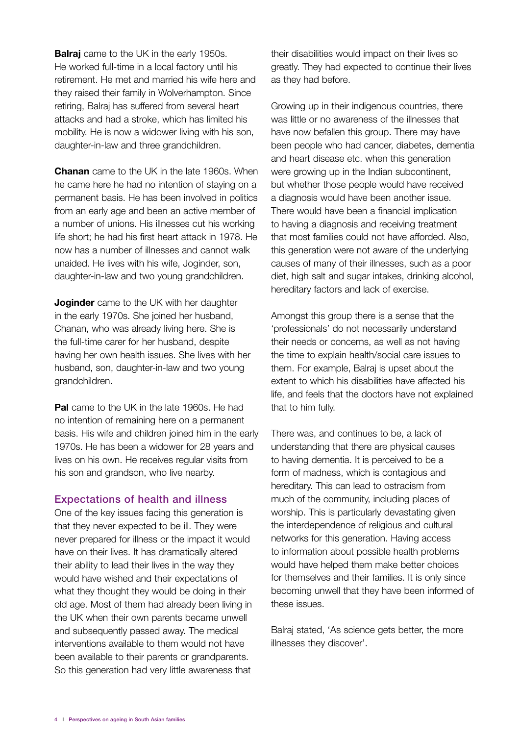**Balraj** came to the UK in the early 1950s. He worked full-time in a local factory until his retirement. He met and married his wife here and they raised their family in Wolverhampton. Since retiring, Balraj has suffered from several heart attacks and had a stroke, which has limited his mobility. He is now a widower living with his son, daughter-in-law and three grandchildren.

**Chanan** came to the UK in the late 1960s. When he came here he had no intention of staying on a permanent basis. He has been involved in politics from an early age and been an active member of a number of unions. His illnesses cut his working life short; he had his first heart attack in 1978. He now has a number of illnesses and cannot walk unaided. He lives with his wife, Joginder, son, daughter-in-law and two young grandchildren.

**Joginder** came to the UK with her daughter in the early 1970s. She joined her husband, Chanan, who was already living here. She is the full-time carer for her husband, despite having her own health issues. She lives with her husband, son, daughter-in-law and two young grandchildren.

**Pal** came to the UK in the late 1960s. He had no intention of remaining here on a permanent basis. His wife and children joined him in the early 1970s. He has been a widower for 28 years and lives on his own. He receives regular visits from his son and grandson, who live nearby.

## Expectations of health and illness

One of the key issues facing this generation is that they never expected to be ill. They were never prepared for illness or the impact it would have on their lives. It has dramatically altered their ability to lead their lives in the way they would have wished and their expectations of what they thought they would be doing in their old age. Most of them had already been living in the UK when their own parents became unwell and subsequently passed away. The medical interventions available to them would not have been available to their parents or grandparents. So this generation had very little awareness that their disabilities would impact on their lives so greatly. They had expected to continue their lives as they had before.

Growing up in their indigenous countries, there was little or no awareness of the illnesses that have now befallen this group. There may have been people who had cancer, diabetes, dementia and heart disease etc. when this generation were growing up in the Indian subcontinent, but whether those people would have received a diagnosis would have been another issue. There would have been a financial implication to having a diagnosis and receiving treatment that most families could not have afforded. Also, this generation were not aware of the underlying causes of many of their illnesses, such as a poor diet, high salt and sugar intakes, drinking alcohol, hereditary factors and lack of exercise.

Amongst this group there is a sense that the 'professionals' do not necessarily understand their needs or concerns, as well as not having the time to explain health/social care issues to them. For example, Balraj is upset about the extent to which his disabilities have affected his life, and feels that the doctors have not explained that to him fully.

There was, and continues to be, a lack of understanding that there are physical causes to having dementia. It is perceived to be a form of madness, which is contagious and hereditary. This can lead to ostracism from much of the community, including places of worship. This is particularly devastating given the interdependence of religious and cultural networks for this generation. Having access to information about possible health problems would have helped them make better choices for themselves and their families. It is only since becoming unwell that they have been informed of these issues.

Balraj stated, 'As science gets better, the more illnesses they discover'.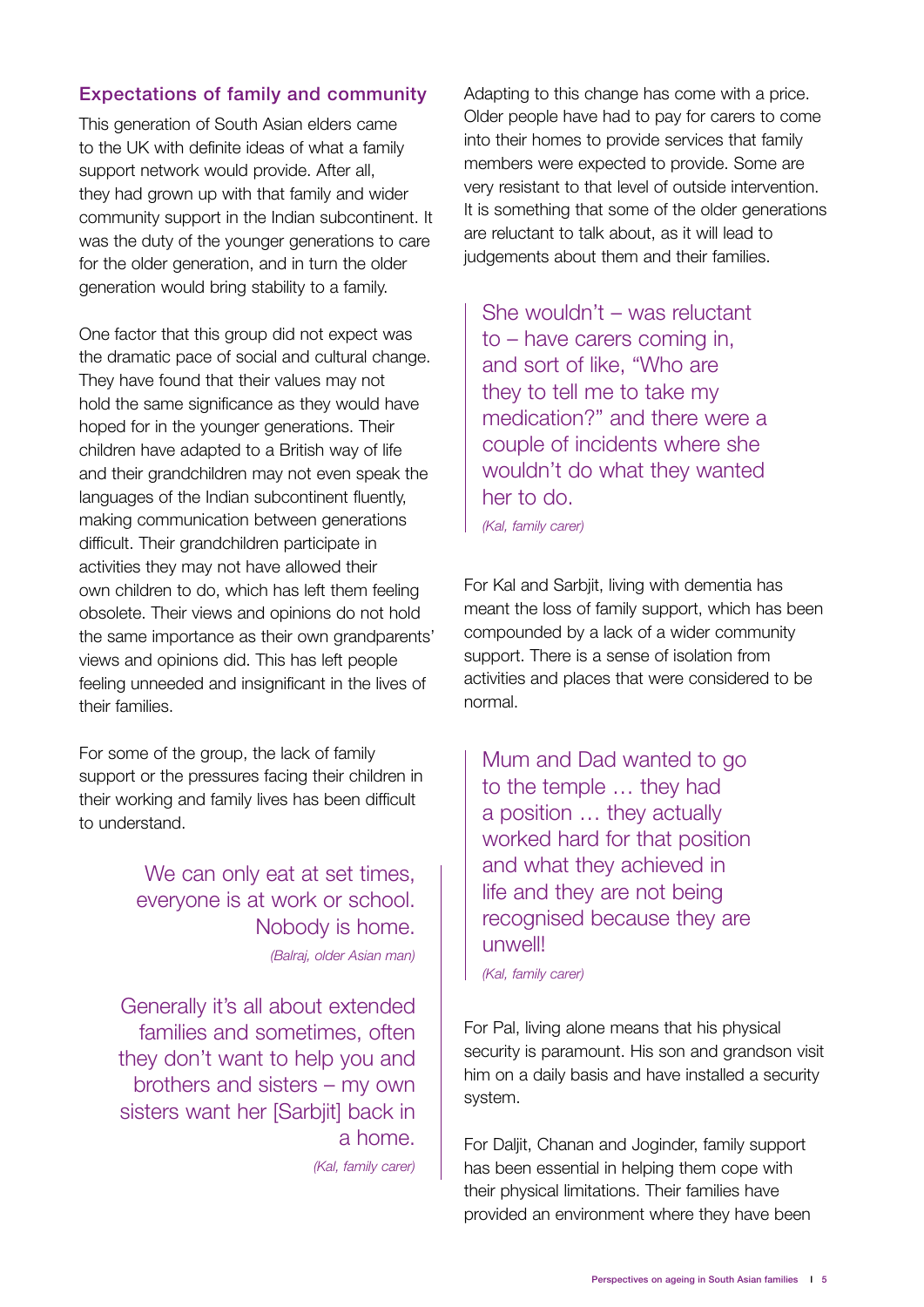## Expectations of family and community

This generation of South Asian elders came to the UK with definite ideas of what a family support network would provide. After all, they had grown up with that family and wider community support in the Indian subcontinent. It was the duty of the younger generations to care for the older generation, and in turn the older generation would bring stability to a family.

One factor that this group did not expect was the dramatic pace of social and cultural change. They have found that their values may not hold the same significance as they would have hoped for in the younger generations. Their children have adapted to a British way of life and their grandchildren may not even speak the languages of the Indian subcontinent fluently, making communication between generations difficult. Their grandchildren participate in activities they may not have allowed their own children to do, which has left them feeling obsolete. Their views and opinions do not hold the same importance as their own grandparents' views and opinions did. This has left people feeling unneeded and insignificant in the lives of their families.

For some of the group, the lack of family support or the pressures facing their children in their working and family lives has been difficult to understand.

> We can only eat at set times, everyone is at work or school. Nobody is home.
>
> *(Balraj, older Asian man)*

> Generally it's all about extended families and sometimes, often they don't want to help you and brothers and sisters – my own sisters want her [Sarbjit] back in a home.
>
> *(Kal, family carer)*

Adapting to this change has come with a price. Older people have had to pay for carers to come into their homes to provide services that family members were expected to provide. Some are very resistant to that level of outside intervention. It is something that some of the older generations are reluctant to talk about, as it will lead to judgements about them and their families.

> She wouldn't – was reluctant to – have carers coming in, and sort of like, "Who are they to tell me to take my medication?" and there were a couple of incidents where she wouldn't do what they wanted her to do.
>
> *(Kal, family carer)*

For Kal and Sarbjit, living with dementia has meant the loss of family support, which has been compounded by a lack of a wider community support. There is a sense of isolation from activities and places that were considered to be normal.

> Mum and Dad wanted to go to the temple … they had a position … they actually worked hard for that position and what they achieved in life and they are not being recognised because they are unwell!
>
> *(Kal, family carer)*

For Pal, living alone means that his physical security is paramount. His son and grandson visit him on a daily basis and have installed a security system.

For Daljit, Chanan and Joginder, family support has been essential in helping them cope with their physical limitations. Their families have provided an environment where they have been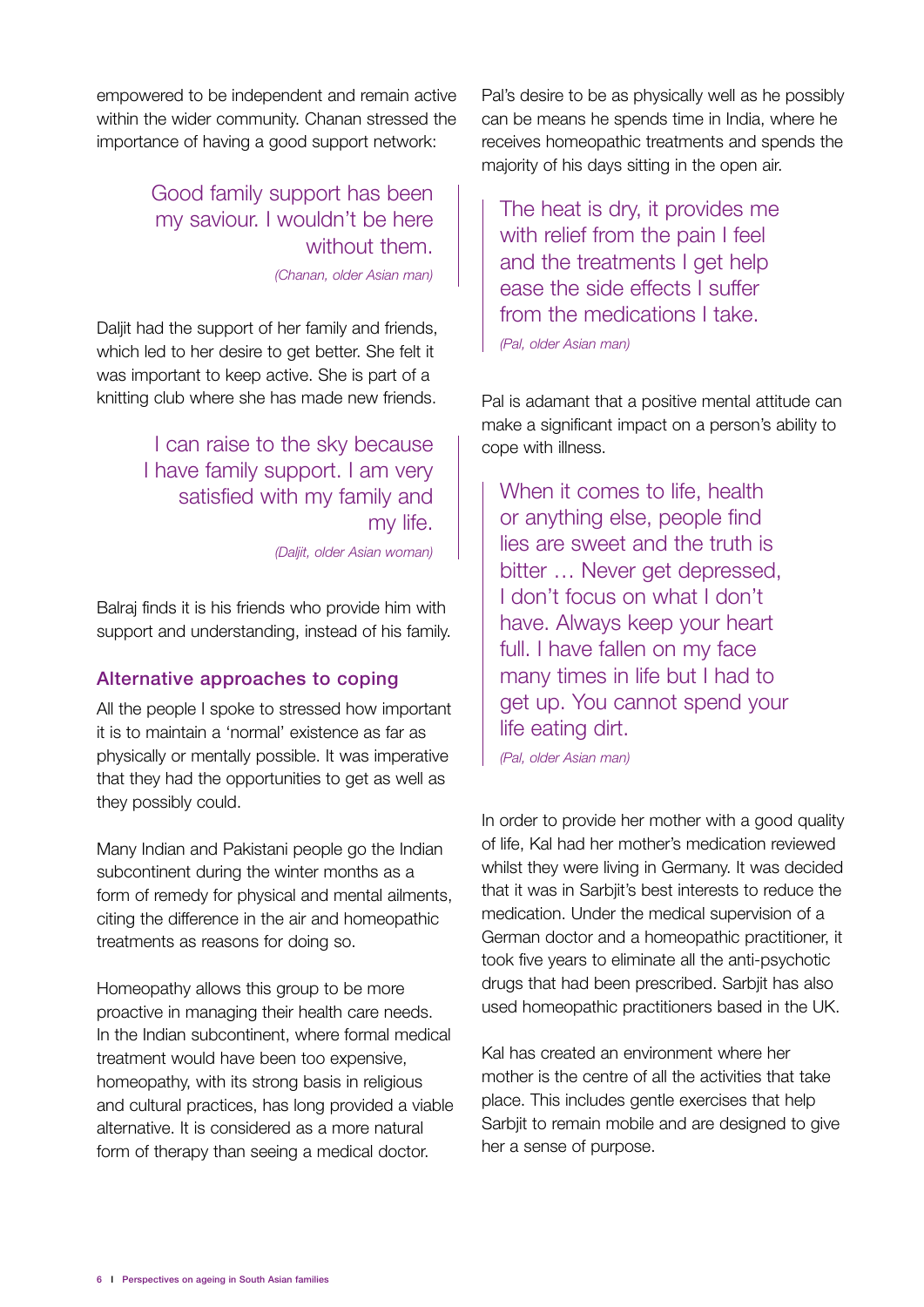empowered to be independent and remain active within the wider community. Chanan stressed the importance of having a good support network:

> Good family support has been my saviour. I wouldn't be here without them.
>
> *(Chanan, older Asian man)*

Daljit had the support of her family and friends, which led to her desire to get better. She felt it was important to keep active. She is part of a knitting club where she has made new friends.

> I can raise to the sky because I have family support. I am very satisfied with my family and my life.
>
> *(Daljit, older Asian woman)*

Balraj finds it is his friends who provide him with support and understanding, instead of his family.

### Alternative approaches to coping

All the people I spoke to stressed how important it is to maintain a 'normal' existence as far as physically or mentally possible. It was imperative that they had the opportunities to get as well as they possibly could.

Many Indian and Pakistani people go the Indian subcontinent during the winter months as a form of remedy for physical and mental ailments, citing the difference in the air and homeopathic treatments as reasons for doing so.

Homeopathy allows this group to be more proactive in managing their health care needs. In the Indian subcontinent, where formal medical treatment would have been too expensive, homeopathy, with its strong basis in religious and cultural practices, has long provided a viable alternative. It is considered as a more natural form of therapy than seeing a medical doctor.

Pal's desire to be as physically well as he possibly can be means he spends time in India, where he receives homeopathic treatments and spends the majority of his days sitting in the open air.

> The heat is dry, it provides me with relief from the pain I feel and the treatments I get help ease the side effects I suffer from the medications I take.
>
> *(Pal, older Asian man)*

Pal is adamant that a positive mental attitude can make a significant impact on a person's ability to cope with illness.

> When it comes to life, health or anything else, people find lies are sweet and the truth is bitter … Never get depressed, I don't focus on what I don't have. Always keep your heart full. I have fallen on my face many times in life but I had to get up. You cannot spend your life eating dirt.
>
> *(Pal, older Asian man)*

In order to provide her mother with a good quality of life, Kal had her mother's medication reviewed whilst they were living in Germany. It was decided that it was in Sarbjit's best interests to reduce the medication. Under the medical supervision of a German doctor and a homeopathic practitioner, it took five years to eliminate all the anti-psychotic drugs that had been prescribed. Sarbjit has also used homeopathic practitioners based in the UK.

Kal has created an environment where her mother is the centre of all the activities that take place. This includes gentle exercises that help Sarbjit to remain mobile and are designed to give her a sense of purpose.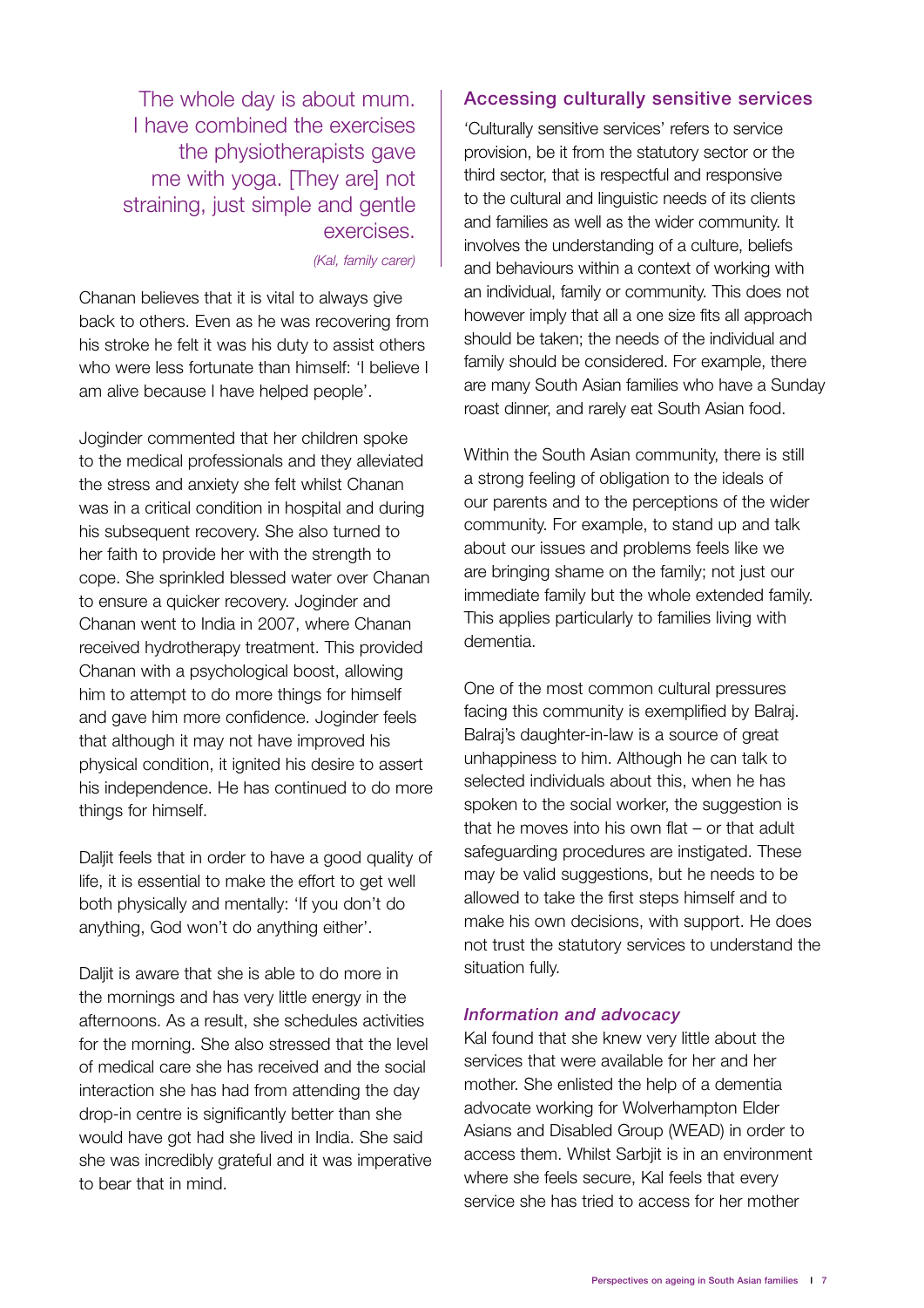> The whole day is about mum. I have combined the exercises the physiotherapists gave me with yoga. [They are] not straining, just simple and gentle exercises.
>
> *(Kal, family carer)*

Chanan believes that it is vital to always give back to others. Even as he was recovering from his stroke he felt it was his duty to assist others who were less fortunate than himself: 'I believe I am alive because I have helped people'.

Joginder commented that her children spoke to the medical professionals and they alleviated the stress and anxiety she felt whilst Chanan was in a critical condition in hospital and during his subsequent recovery. She also turned to her faith to provide her with the strength to cope. She sprinkled blessed water over Chanan to ensure a quicker recovery. Joginder and Chanan went to India in 2007, where Chanan received hydrotherapy treatment. This provided Chanan with a psychological boost, allowing him to attempt to do more things for himself and gave him more confidence. Joginder feels that although it may not have improved his physical condition, it ignited his desire to assert his independence. He has continued to do more things for himself.

Daljit feels that in order to have a good quality of life, it is essential to make the effort to get well both physically and mentally: 'If you don't do anything, God won't do anything either'.

Daljit is aware that she is able to do more in the mornings and has very little energy in the afternoons. As a result, she schedules activities for the morning. She also stressed that the level of medical care she has received and the social interaction she has had from attending the day drop-in centre is significantly better than she would have got had she lived in India. She said she was incredibly grateful and it was imperative to bear that in mind.

## Accessing culturally sensitive services

'Culturally sensitive services' refers to service provision, be it from the statutory sector or the third sector, that is respectful and responsive to the cultural and linguistic needs of its clients and families as well as the wider community. It involves the understanding of a culture, beliefs and behaviours within a context of working with an individual, family or community. This does not however imply that all a one size fits all approach should be taken; the needs of the individual and family should be considered. For example, there are many South Asian families who have a Sunday roast dinner, and rarely eat South Asian food.

Within the South Asian community, there is still a strong feeling of obligation to the ideals of our parents and to the perceptions of the wider community. For example, to stand up and talk about our issues and problems feels like we are bringing shame on the family; not just our immediate family but the whole extended family. This applies particularly to families living with dementia.

One of the most common cultural pressures facing this community is exemplified by Balraj. Balraj's daughter-in-law is a source of great unhappiness to him. Although he can talk to selected individuals about this, when he has spoken to the social worker, the suggestion is that he moves into his own flat – or that adult safeguarding procedures are instigated. These may be valid suggestions, but he needs to be allowed to take the first steps himself and to make his own decisions, with support. He does not trust the statutory services to understand the situation fully.

### *Information and advocacy*

Kal found that she knew very little about the services that were available for her and her mother. She enlisted the help of a dementia advocate working for Wolverhampton Elder Asians and Disabled Group (WEAD) in order to access them. Whilst Sarbjit is in an environment where she feels secure, Kal feels that every service she has tried to access for her mother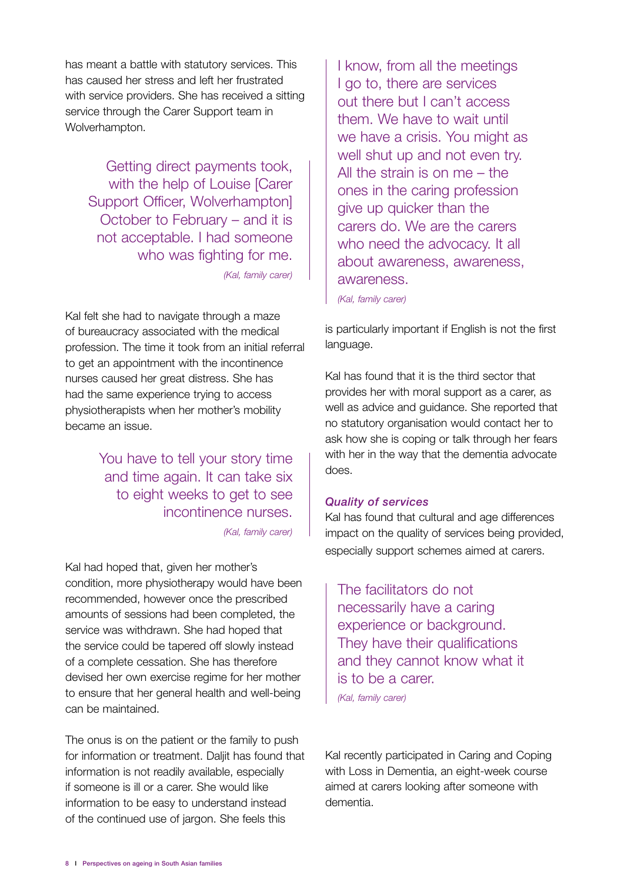has meant a battle with statutory services. This has caused her stress and left her frustrated with service providers. She has received a sitting service through the Carer Support team in Wolverhampton.

> Getting direct payments took, with the help of Louise [Carer Support Officer, Wolverhampton] October to February – and it is not acceptable. I had someone who was fighting for me.
>
> *(Kal, family carer)*

Kal felt she had to navigate through a maze of bureaucracy associated with the medical profession. The time it took from an initial referral to get an appointment with the incontinence nurses caused her great distress. She has had the same experience trying to access physiotherapists when her mother's mobility became an issue.

> You have to tell your story time and time again. It can take six to eight weeks to get to see incontinence nurses.
>
> *(Kal, family carer)*

Kal had hoped that, given her mother's condition, more physiotherapy would have been recommended, however once the prescribed amounts of sessions had been completed, the service was withdrawn. She had hoped that the service could be tapered off slowly instead of a complete cessation. She has therefore devised her own exercise regime for her mother to ensure that her general health and well-being can be maintained.

The onus is on the patient or the family to push for information or treatment. Daljit has found that information is not readily available, especially if someone is ill or a carer. She would like information to be easy to understand instead of the continued use of jargon. She feels this is particularly important if English is not the first language.

> I know, from all the meetings I go to, there are services out there but I can't access them. We have to wait until we have a crisis. You might as well shut up and not even try. All the strain is on me – the ones in the caring profession give up quicker than the carers do. We are the carers who need the advocacy. It all about awareness, awareness, awareness.
>
> *(Kal, family carer)*

Kal has found that it is the third sector that provides her with moral support as a carer, as well as advice and guidance. She reported that no statutory organisation would contact her to ask how she is coping or talk through her fears with her in the way that the dementia advocate does.

### *Quality of services*

Kal has found that cultural and age differences impact on the quality of services being provided, especially support schemes aimed at carers.

> The facilitators do not necessarily have a caring experience or background. They have their qualifications and they cannot know what it is to be a carer.
>
> *(Kal, family carer)*

Kal recently participated in Caring and Coping with Loss in Dementia, an eight-week course aimed at carers looking after someone with dementia.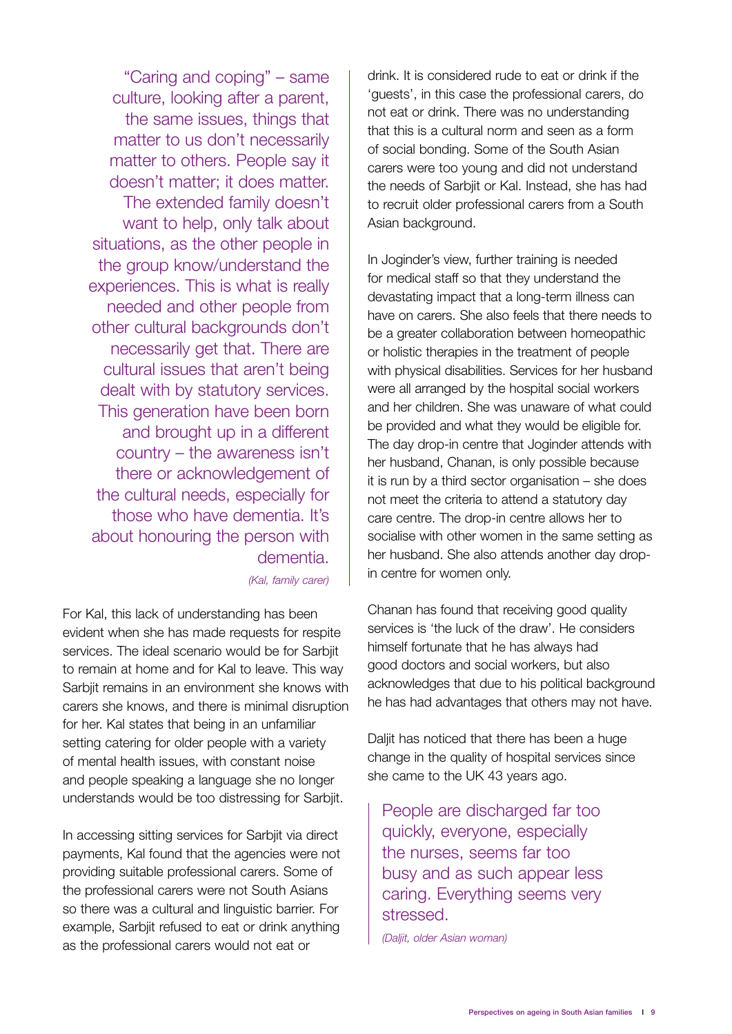> "Caring and coping" – same culture, looking after a parent, the same issues, things that matter to us don't necessarily matter to others. People say it doesn't matter; it does matter. The extended family doesn't want to help, only talk about situations, as the other people in the group know/understand the experiences. This is what is really needed and other people from other cultural backgrounds don't necessarily get that. There are cultural issues that aren't being dealt with by statutory services. This generation have been born and brought up in a different country – the awareness isn't there or acknowledgement of the cultural needs, especially for those who have dementia. It's about honouring the person with dementia.
>
> *(Kal, family carer)*

For Kal, this lack of understanding has been evident when she has made requests for respite services. The ideal scenario would be for Sarbjit to remain at home and for Kal to leave. This way Sarbjit remains in an environment she knows with carers she knows, and there is minimal disruption for her. Kal states that being in an unfamiliar setting catering for older people with a variety of mental health issues, with constant noise and people speaking a language she no longer understands would be too distressing for Sarbjit.

In accessing sitting services for Sarbjit via direct payments, Kal found that the agencies were not providing suitable professional carers. Some of the professional carers were not South Asians so there was a cultural and linguistic barrier. For example, Sarbjit refused to eat or drink anything as the professional carers would not eat or drink. It is considered rude to eat or drink if the 'guests', in this case the professional carers, do not eat or drink. There was no understanding that this is a cultural norm and seen as a form of social bonding. Some of the South Asian carers were too young and did not understand the needs of Sarbjit or Kal. Instead, she has had to recruit older professional carers from a South Asian background.

In Joginder's view, further training is needed for medical staff so that they understand the devastating impact that a long-term illness can have on carers. She also feels that there needs to be a greater collaboration between homeopathic or holistic therapies in the treatment of people with physical disabilities. Services for her husband were all arranged by the hospital social workers and her children. She was unaware of what could be provided and what they would be eligible for. The day drop-in centre that Joginder attends with her husband, Chanan, is only possible because it is run by a third sector organisation – she does not meet the criteria to attend a statutory day care centre. The drop-in centre allows her to socialise with other women in the same setting as her husband. She also attends another day drop-in centre for women only.

Chanan has found that receiving good quality services is 'the luck of the draw'. He considers himself fortunate that he has always had good doctors and social workers, but also acknowledges that due to his political background he has had advantages that others may not have.

Daljit has noticed that there has been a huge change in the quality of hospital services since she came to the UK 43 years ago.

> People are discharged far too quickly, everyone, especially the nurses, seems far too busy and as such appear less caring. Everything seems very stressed.
>
> *(Daljit, older Asian woman)*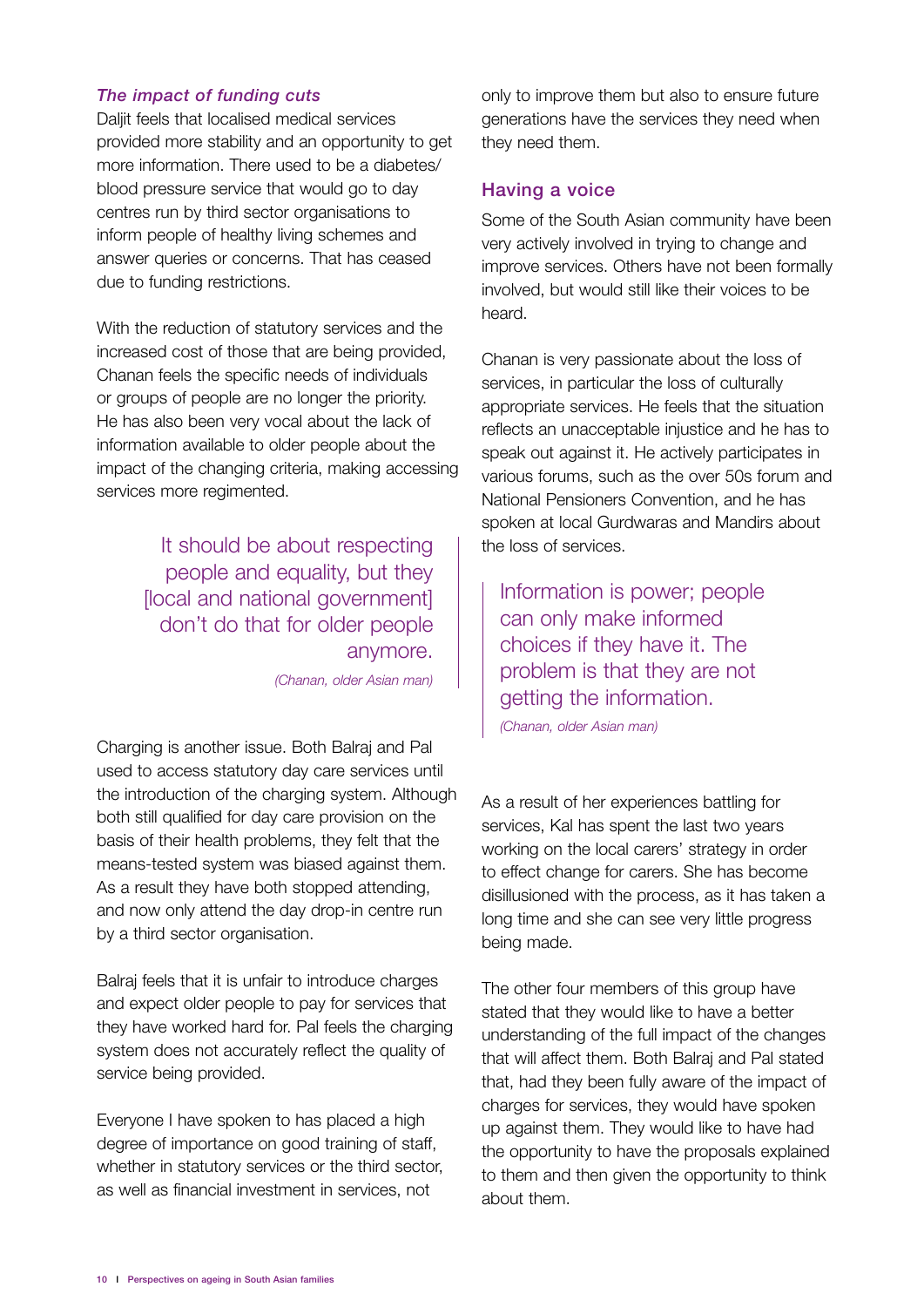### *The impact of funding cuts*

Daljit feels that localised medical services provided more stability and an opportunity to get more information. There used to be a diabetes/ blood pressure service that would go to day centres run by third sector organisations to inform people of healthy living schemes and answer queries or concerns. That has ceased due to funding restrictions.

With the reduction of statutory services and the increased cost of those that are being provided, Chanan feels the specific needs of individuals or groups of people are no longer the priority. He has also been very vocal about the lack of information available to older people about the impact of the changing criteria, making accessing services more regimented.

> It should be about respecting people and equality, but they [local and national government] don't do that for older people anymore.
>
> *(Chanan, older Asian man)*

Charging is another issue. Both Balraj and Pal used to access statutory day care services until the introduction of the charging system. Although both still qualified for day care provision on the basis of their health problems, they felt that the means-tested system was biased against them. As a result they have both stopped attending, and now only attend the day drop-in centre run by a third sector organisation.

Balraj feels that it is unfair to introduce charges and expect older people to pay for services that they have worked hard for. Pal feels the charging system does not accurately reflect the quality of service being provided.

Everyone I have spoken to has placed a high degree of importance on good training of staff, whether in statutory services or the third sector, as well as financial investment in services, not only to improve them but also to ensure future generations have the services they need when they need them.

## Having a voice

Some of the South Asian community have been very actively involved in trying to change and improve services. Others have not been formally involved, but would still like their voices to be heard.

Chanan is very passionate about the loss of services, in particular the loss of culturally appropriate services. He feels that the situation reflects an unacceptable injustice and he has to speak out against it. He actively participates in various forums, such as the over 50s forum and National Pensioners Convention, and he has spoken at local Gurdwaras and Mandirs about the loss of services.

> Information is power; people can only make informed choices if they have it. The problem is that they are not getting the information.
>
> *(Chanan, older Asian man)*

As a result of her experiences battling for services, Kal has spent the last two years working on the local carers' strategy in order to effect change for carers. She has become disillusioned with the process, as it has taken a long time and she can see very little progress being made.

The other four members of this group have stated that they would like to have a better understanding of the full impact of the changes that will affect them. Both Balraj and Pal stated that, had they been fully aware of the impact of charges for services, they would have spoken up against them. They would like to have had the opportunity to have the proposals explained to them and then given the opportunity to think about them.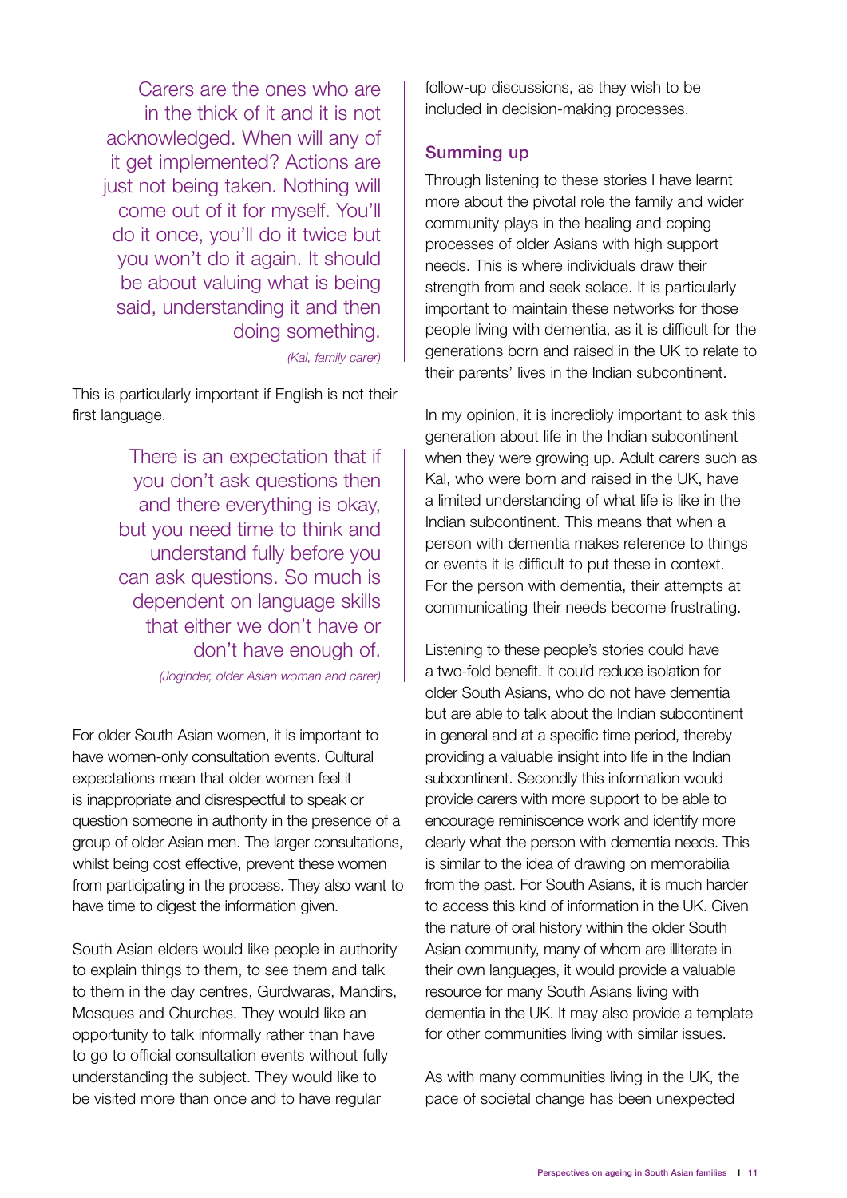> Carers are the ones who are in the thick of it and it is not acknowledged. When will any of it get implemented? Actions are just not being taken. Nothing will come out of it for myself. You'll do it once, you'll do it twice but you won't do it again. It should be about valuing what is being said, understanding it and then doing something.
>
> *(Kal, family carer)*

This is particularly important if English is not their first language.

> There is an expectation that if you don't ask questions then and there everything is okay, but you need time to think and understand fully before you can ask questions. So much is dependent on language skills that either we don't have or don't have enough of.
>
> *(Joginder, older Asian woman and carer)*

For older South Asian women, it is important to have women-only consultation events. Cultural expectations mean that older women feel it is inappropriate and disrespectful to speak or question someone in authority in the presence of a group of older Asian men. The larger consultations, whilst being cost effective, prevent these women from participating in the process. They also want to have time to digest the information given.

South Asian elders would like people in authority to explain things to them, to see them and talk to them in the day centres, Gurdwaras, Mandirs, Mosques and Churches. They would like an opportunity to talk informally rather than have to go to official consultation events without fully understanding the subject. They would like to be visited more than once and to have regular follow-up discussions, as they wish to be included in decision-making processes.

## Summing up

Through listening to these stories I have learnt more about the pivotal role the family and wider community plays in the healing and coping processes of older Asians with high support needs. This is where individuals draw their strength from and seek solace. It is particularly important to maintain these networks for those people living with dementia, as it is difficult for the generations born and raised in the UK to relate to their parents' lives in the Indian subcontinent.

In my opinion, it is incredibly important to ask this generation about life in the Indian subcontinent when they were growing up. Adult carers such as Kal, who were born and raised in the UK, have a limited understanding of what life is like in the Indian subcontinent. This means that when a person with dementia makes reference to things or events it is difficult to put these in context. For the person with dementia, their attempts at communicating their needs become frustrating.

Listening to these people's stories could have a two-fold benefit. It could reduce isolation for older South Asians, who do not have dementia but are able to talk about the Indian subcontinent in general and at a specific time period, thereby providing a valuable insight into life in the Indian subcontinent. Secondly this information would provide carers with more support to be able to encourage reminiscence work and identify more clearly what the person with dementia needs. This is similar to the idea of drawing on memorabilia from the past. For South Asians, it is much harder to access this kind of information in the UK. Given the nature of oral history within the older South Asian community, many of whom are illiterate in their own languages, it would provide a valuable resource for many South Asians living with dementia in the UK. It may also provide a template for other communities living with similar issues.

As with many communities living in the UK, the pace of societal change has been unexpected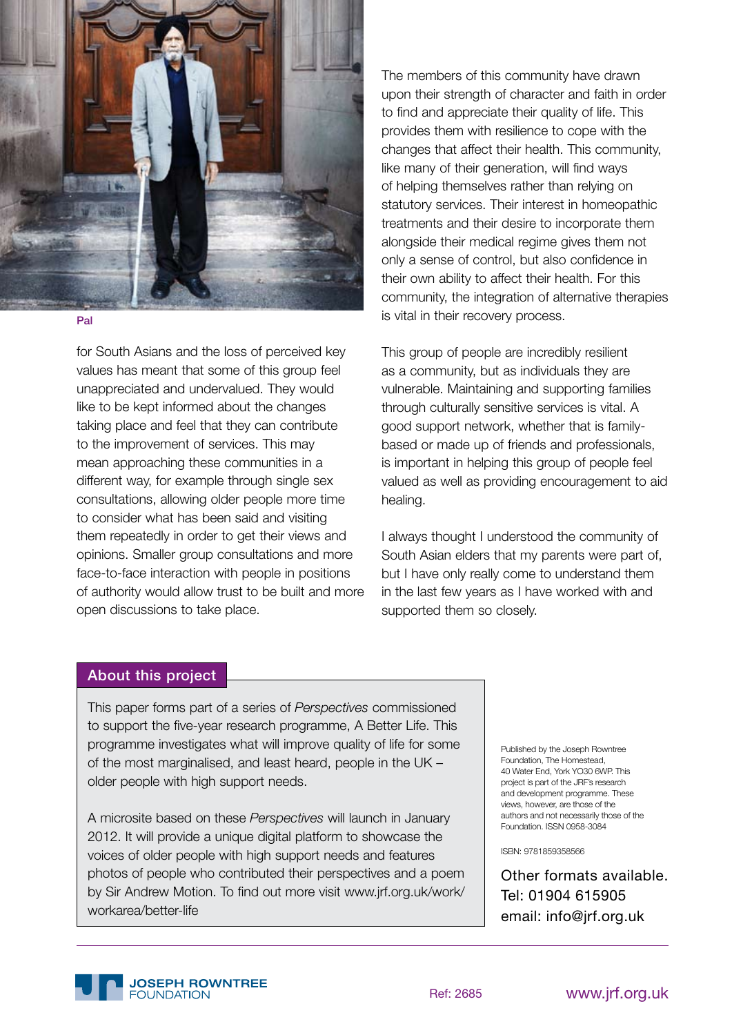Pal

for South Asians and the loss of perceived key values has meant that some of this group feel unappreciated and undervalued. They would like to be kept informed about the changes taking place and feel that they can contribute to the improvement of services. This may mean approaching these communities in a different way, for example through single sex consultations, allowing older people more time to consider what has been said and visiting them repeatedly in order to get their views and opinions. Smaller group consultations and more face-to-face interaction with people in positions of authority would allow trust to be built and more open discussions to take place.

The members of this community have drawn upon their strength of character and faith in order to find and appreciate their quality of life. This provides them with resilience to cope with the changes that affect their health. This community, like many of their generation, will find ways of helping themselves rather than relying on statutory services. Their interest in homeopathic treatments and their desire to incorporate them alongside their medical regime gives them not only a sense of control, but also confidence in their own ability to affect their health. For this community, the integration of alternative therapies is vital in their recovery process.

This group of people are incredibly resilient as a community, but as individuals they are vulnerable. Maintaining and supporting families through culturally sensitive services is vital. A good support network, whether that is family-based or made up of friends and professionals, is important in helping this group of people feel valued as well as providing encouragement to aid healing.

I always thought I understood the community of South Asian elders that my parents were part of, but I have only really come to understand them in the last few years as I have worked with and supported them so closely.

## About this project

This paper forms part of a series of *Perspectives* commissioned to support the five-year research programme, A Better Life. This programme investigates what will improve quality of life for some of the most marginalised, and least heard, people in the UK – older people with high support needs.

A microsite based on these *Perspectives* will launch in January 2012. It will provide a unique digital platform to showcase the voices of older people with high support needs and features photos of people who contributed their perspectives and a poem by Sir Andrew Motion. To find out more visit www.jrf.org.uk/work/workarea/better-life

Published by the Joseph Rowntree Foundation, The Homestead, 40 Water End, York YO30 6WP. This project is part of the JRF's research and development programme. These views, however, are those of the authors and not necessarily those of the Foundation. ISSN 0958-3084

ISBN: 9781859358566

Other formats available.
Tel: 01904 615905
email: info@jrf.org.uk

JOSEPH ROWNTREE FOUNDATION

Ref: 2685

www.jrf.org.uk